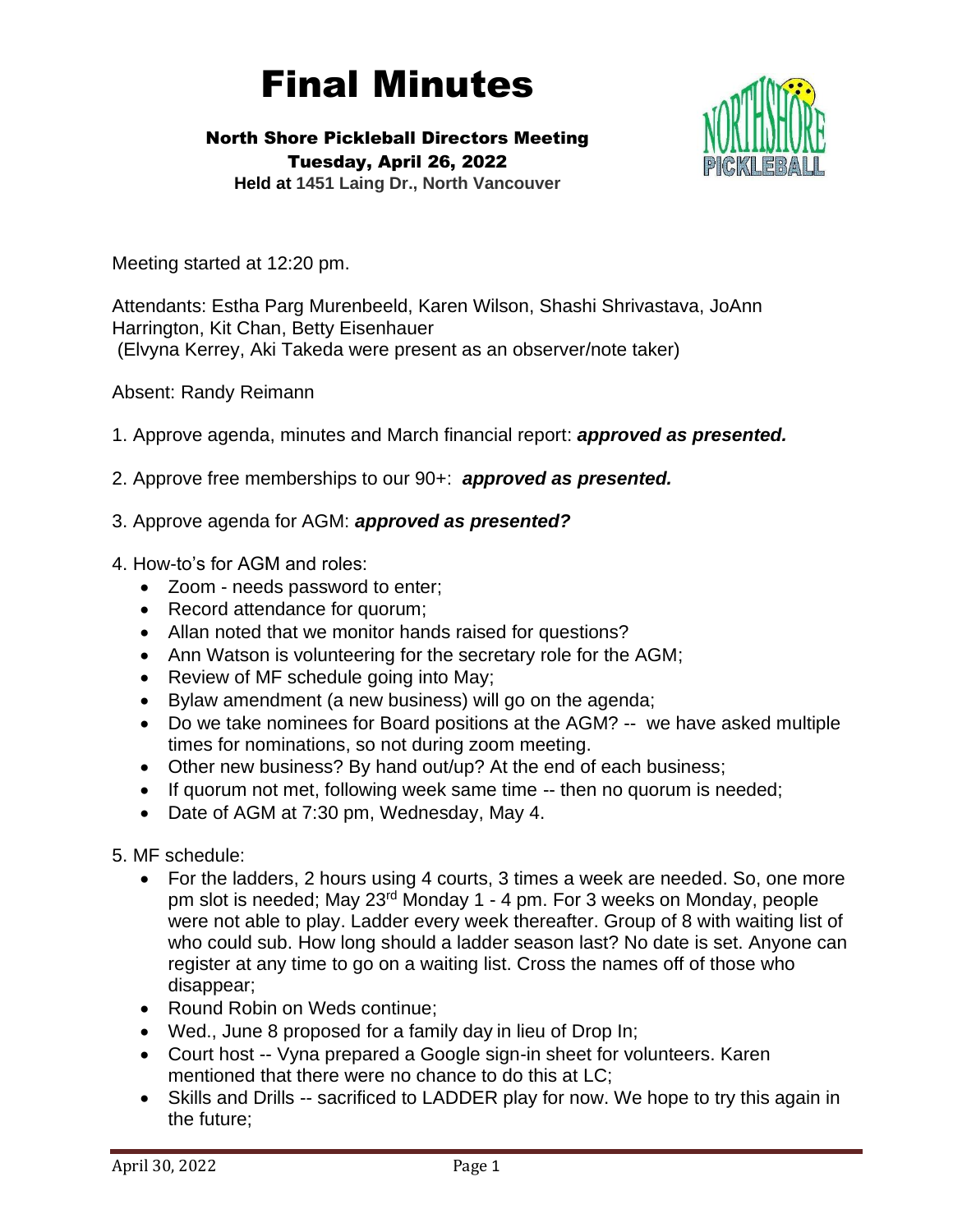# Final Minutes

### North Shore Pickleball Directors Meeting

### Tuesday, April 26, 2022

**Held at 1451 Laing Dr., North Vancouver**

Meeting started at 12:20 pm.

Attendants: Estha Parg Murenbeeld, Karen Wilson, Shashi Shrivastava, JoAnn Harrington, Kit Chan, Betty Eisenhauer
(Elvyna Kerrey, Aki Takeda were present as an observer/note taker)

Absent: Randy Reimann

1. Approve agenda, minutes and March financial report: ***approved as presented.***

2. Approve free memberships to our 90+: ***approved as presented.***

3. Approve agenda for AGM: ***approved as presented?***

4. How-to's for AGM and roles:
   - Zoom - needs password to enter;
   - Record attendance for quorum;
   - Allan noted that we monitor hands raised for questions?
   - Ann Watson is volunteering for the secretary role for the AGM;
   - Review of MF schedule going into May;
   - Bylaw amendment (a new business) will go on the agenda;
   - Do we take nominees for Board positions at the AGM? -- we have asked multiple times for nominations, so not during zoom meeting.
   - Other new business? By hand out/up? At the end of each business;
   - If quorum not met, following week same time -- then no quorum is needed;
   - Date of AGM at 7:30 pm, Wednesday, May 4.

5. MF schedule:
   - For the ladders, 2 hours using 4 courts, 3 times a week are needed. So, one more pm slot is needed; May 23rd Monday 1 - 4 pm. For 3 weeks on Monday, people were not able to play. Ladder every week thereafter. Group of 8 with waiting list of who could sub. How long should a ladder season last? No date is set. Anyone can register at any time to go on a waiting list. Cross the names off of those who disappear;
   - Round Robin on Weds continue;
   - Wed., June 8 proposed for a family day in lieu of Drop In;
   - Court host -- Vyna prepared a Google sign-in sheet for volunteers. Karen mentioned that there were no chance to do this at LC;
   - Skills and Drills -- sacrificed to LADDER play for now. We hope to try this again in the future;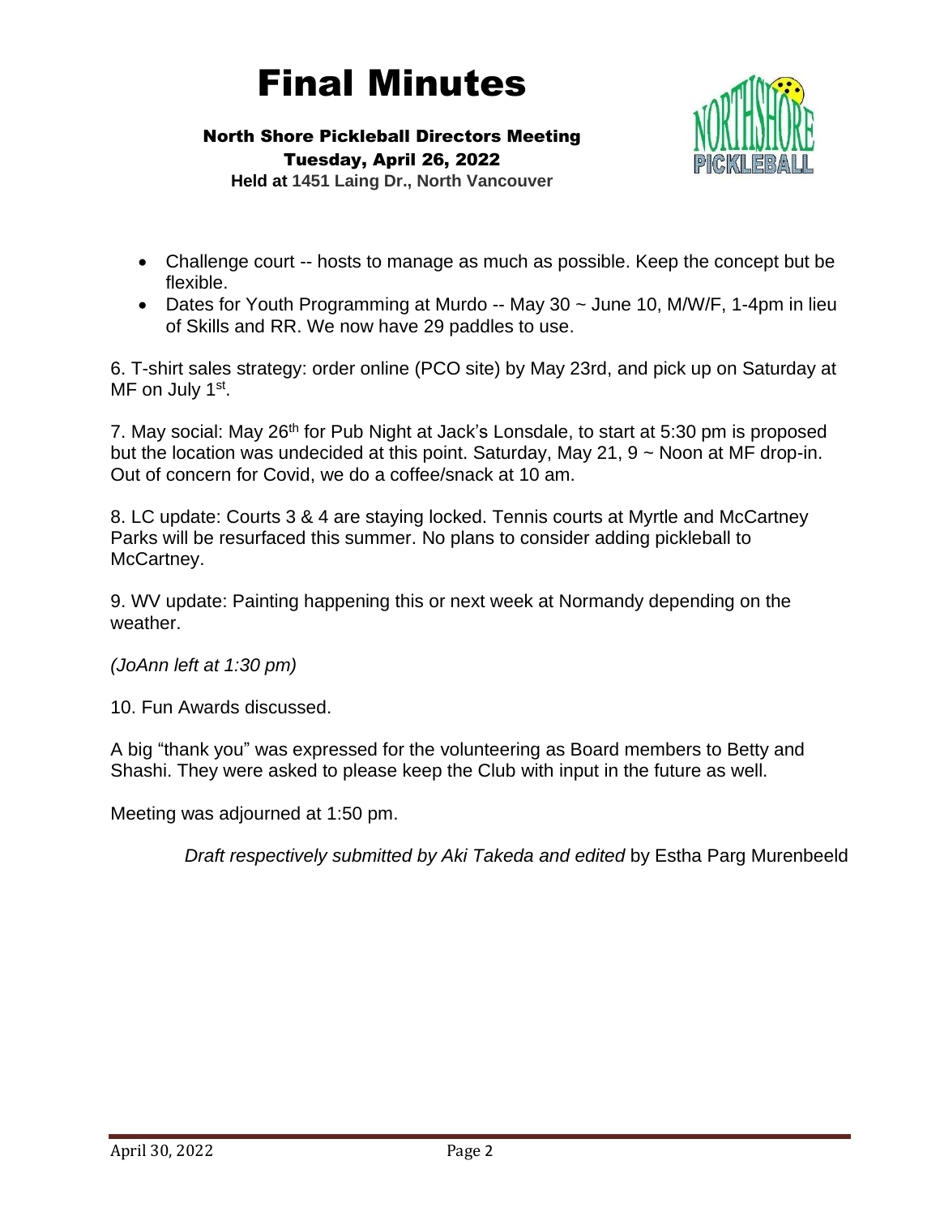# Final Minutes

### North Shore Pickleball Directors Meeting
### Tuesday, April 26, 2022
**Held at 1451 Laing Dr., North Vancouver**

- Challenge court -- hosts to manage as much as possible. Keep the concept but be flexible.
- Dates for Youth Programming at Murdo -- May 30 ~ June 10, M/W/F, 1-4pm in lieu of Skills and RR. We now have 29 paddles to use.

6. T-shirt sales strategy: order online (PCO site) by May 23rd, and pick up on Saturday at MF on July 1st.

7. May social: May 26th for Pub Night at Jack's Lonsdale, to start at 5:30 pm is proposed but the location was undecided at this point. Saturday, May 21, 9 ~ Noon at MF drop-in. Out of concern for Covid, we do a coffee/snack at 10 am.

8. LC update: Courts 3 & 4 are staying locked. Tennis courts at Myrtle and McCartney Parks will be resurfaced this summer. No plans to consider adding pickleball to McCartney.

9. WV update: Painting happening this or next week at Normandy depending on the weather.

*(JoAnn left at 1:30 pm)*

10. Fun Awards discussed.

A big "thank you" was expressed for the volunteering as Board members to Betty and Shashi. They were asked to please keep the Club with input in the future as well.

Meeting was adjourned at 1:50 pm.

*Draft respectively submitted by Aki Takeda and edited* by Estha Parg Murenbeeld

April 30, 2022